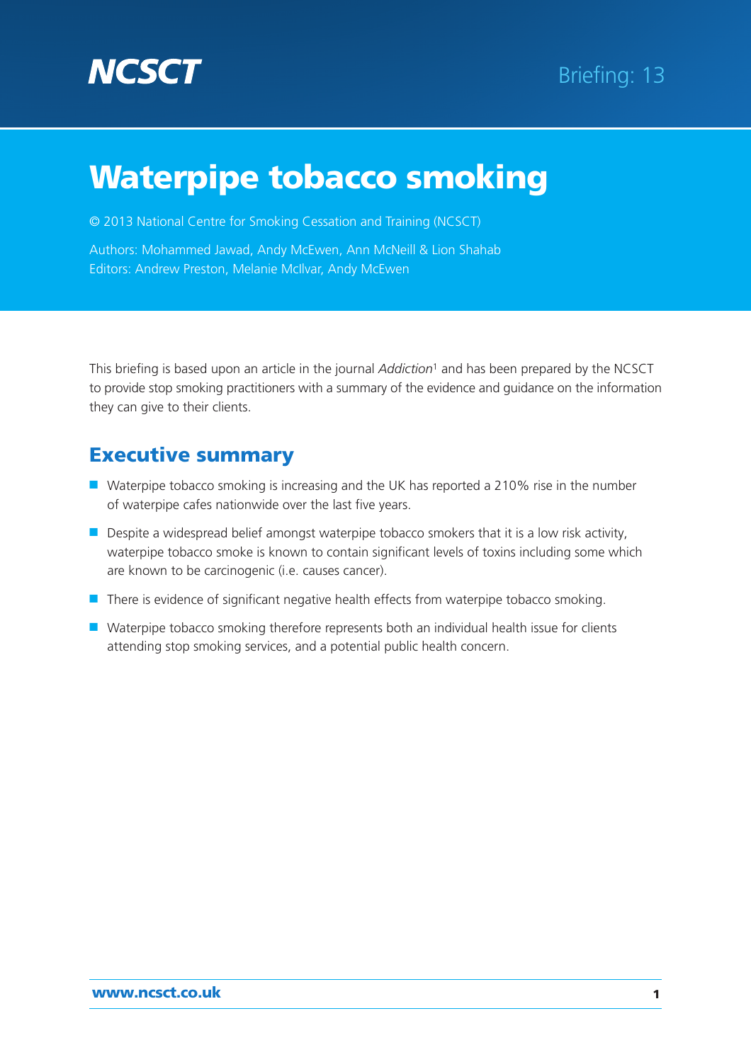NCSCT

Briefing: 13

# Waterpipe tobacco smoking

© 2013 National Centre for Smoking Cessation and Training (NCSCT)

Authors: Mohammed Jawad, Andy McEwen, Ann McNeill & Lion Shahab
Editors: Andrew Preston, Melanie McIlvar, Andy McEwen

This briefing is based upon an article in the journal *Addiction*[1] and has been prepared by the NCSCT to provide stop smoking practitioners with a summary of the evidence and guidance on the information they can give to their clients.

## Executive summary

- Waterpipe tobacco smoking is increasing and the UK has reported a 210% rise in the number of waterpipe cafes nationwide over the last five years.
- Despite a widespread belief amongst waterpipe tobacco smokers that it is a low risk activity, waterpipe tobacco smoke is known to contain significant levels of toxins including some which are known to be carcinogenic (i.e. causes cancer).
- There is evidence of significant negative health effects from waterpipe tobacco smoking.
- Waterpipe tobacco smoking therefore represents both an individual health issue for clients attending stop smoking services, and a potential public health concern.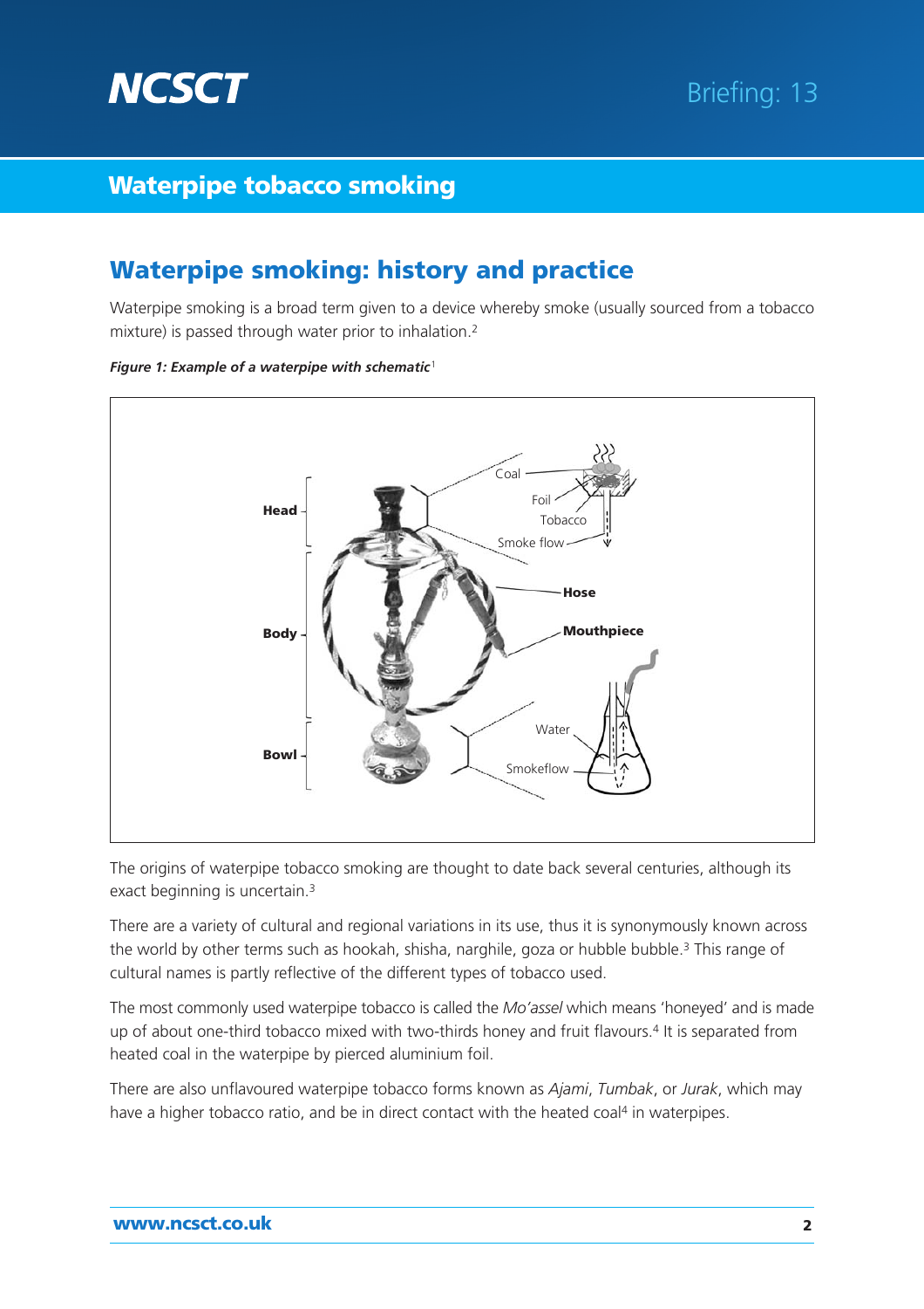## Waterpipe smoking: history and practice

Waterpipe smoking is a broad term given to a device whereby smoke (usually sourced from a tobacco mixture) is passed through water prior to inhalation.[2]

***Figure 1: Example of a waterpipe with schematic***[1]

The origins of waterpipe tobacco smoking are thought to date back several centuries, although its exact beginning is uncertain.[3]

There are a variety of cultural and regional variations in its use, thus it is synonymously known across the world by other terms such as hookah, shisha, narghile, goza or hubble bubble.[3] This range of cultural names is partly reflective of the different types of tobacco used.

The most commonly used waterpipe tobacco is called the *Mo'assel* which means 'honeyed' and is made up of about one-third tobacco mixed with two-thirds honey and fruit flavours.[4] It is separated from heated coal in the waterpipe by pierced aluminium foil.

There are also unflavoured waterpipe tobacco forms known as *Ajami*, *Tumbak*, or *Jurak*, which may have a higher tobacco ratio, and be in direct contact with the heated coal[4] in waterpipes.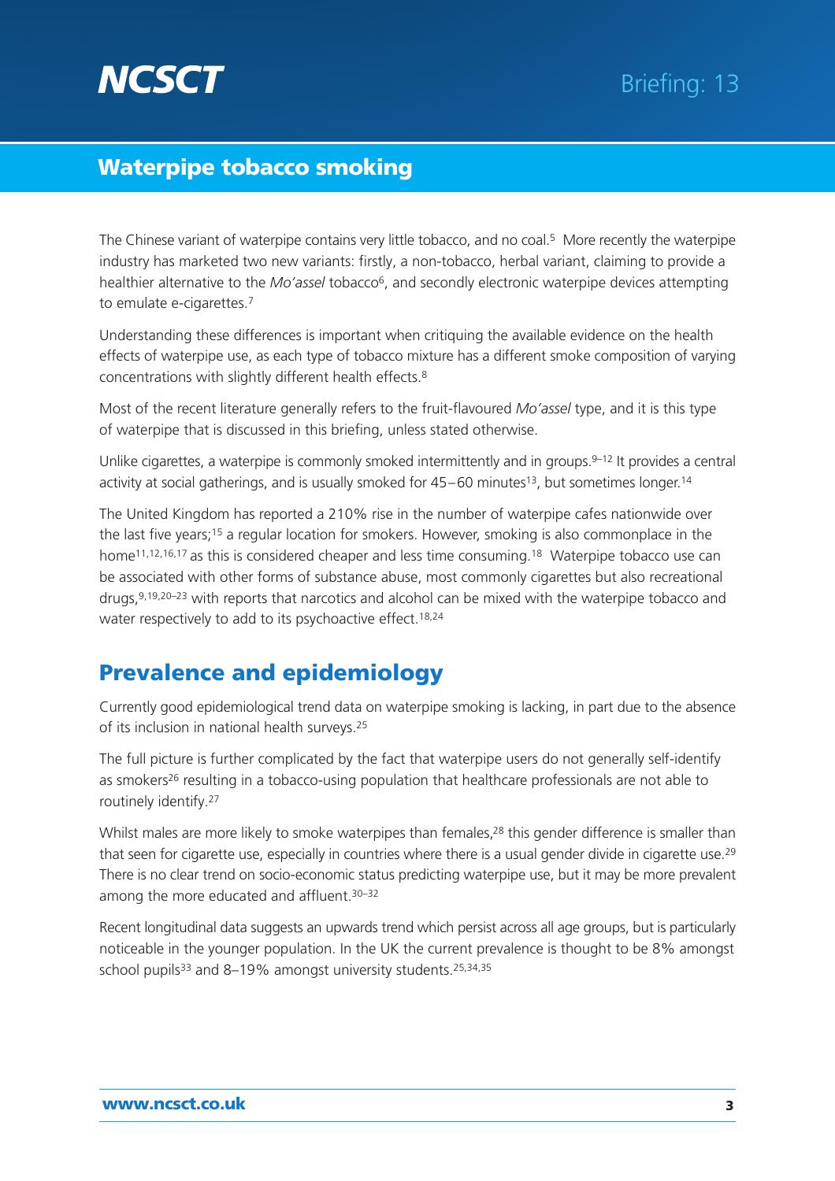The Chinese variant of waterpipe contains very little tobacco, and no coal.[5] More recently the waterpipe industry has marketed two new variants: firstly, a non-tobacco, herbal variant, claiming to provide a healthier alternative to the *Mo'assel* tobacco[6], and secondly electronic waterpipe devices attempting to emulate e-cigarettes.[7]

Understanding these differences is important when critiquing the available evidence on the health effects of waterpipe use, as each type of tobacco mixture has a different smoke composition of varying concentrations with slightly different health effects.[8]

Most of the recent literature generally refers to the fruit-flavoured *Mo'assel* type, and it is this type of waterpipe that is discussed in this briefing, unless stated otherwise.

Unlike cigarettes, a waterpipe is commonly smoked intermittently and in groups.[9–12] It provides a central activity at social gatherings, and is usually smoked for 45–60 minutes[13], but sometimes longer.[14]

The United Kingdom has reported a 210% rise in the number of waterpipe cafes nationwide over the last five years;[15] a regular location for smokers. However, smoking is also commonplace in the home[11,12,16,17] as this is considered cheaper and less time consuming.[18] Waterpipe tobacco use can be associated with other forms of substance abuse, most commonly cigarettes but also recreational drugs,[9,19,20–23] with reports that narcotics and alcohol can be mixed with the waterpipe tobacco and water respectively to add to its psychoactive effect.[18,24]

## Prevalence and epidemiology

Currently good epidemiological trend data on waterpipe smoking is lacking, in part due to the absence of its inclusion in national health surveys.[25]

The full picture is further complicated by the fact that waterpipe users do not generally self-identify as smokers[26] resulting in a tobacco-using population that healthcare professionals are not able to routinely identify.[27]

Whilst males are more likely to smoke waterpipes than females,[28] this gender difference is smaller than that seen for cigarette use, especially in countries where there is a usual gender divide in cigarette use.[29] There is no clear trend on socio-economic status predicting waterpipe use, but it may be more prevalent among the more educated and affluent.[30–32]

Recent longitudinal data suggests an upwards trend which persist across all age groups, but is particularly noticeable in the younger population. In the UK the current prevalence is thought to be 8% amongst school pupils[33] and 8–19% amongst university students.[25,34,35]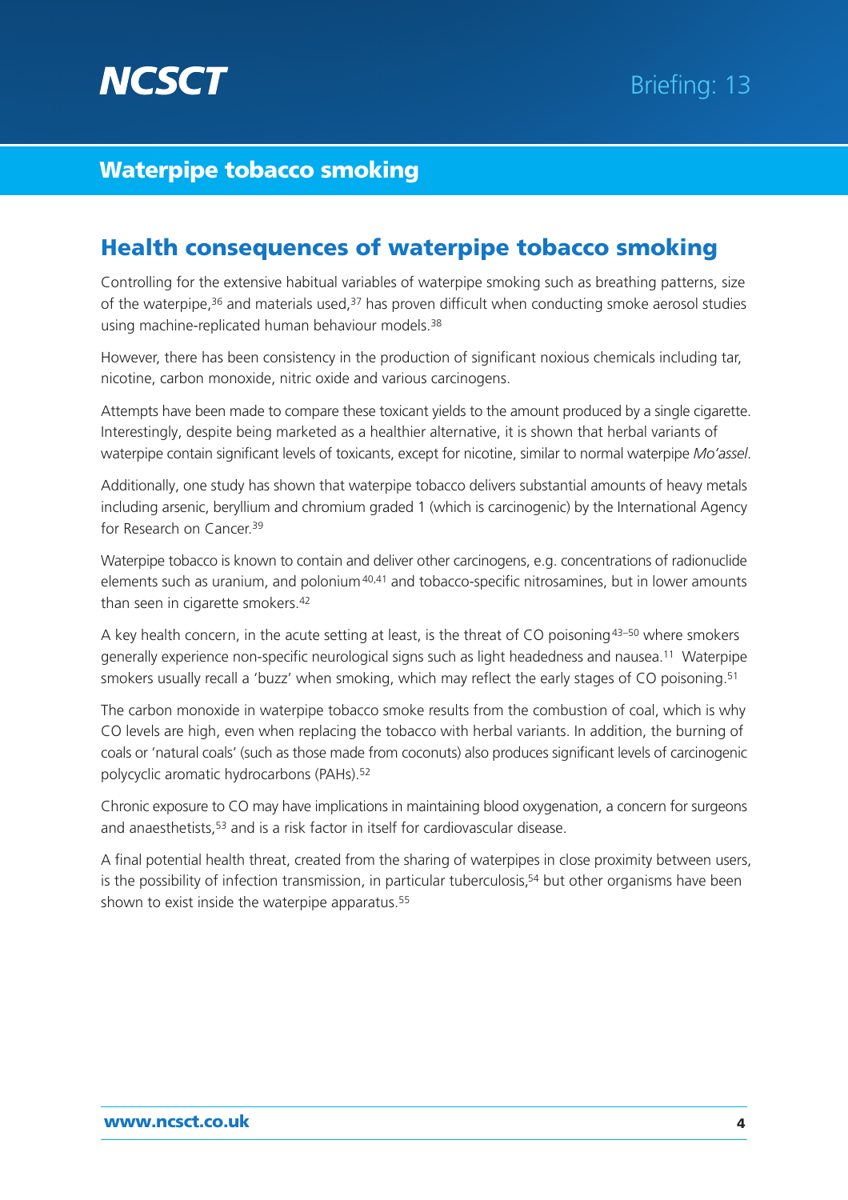## Health consequences of waterpipe tobacco smoking

Controlling for the extensive habitual variables of waterpipe smoking such as breathing patterns, size of the waterpipe,[36] and materials used,[37] has proven difficult when conducting smoke aerosol studies using machine-replicated human behaviour models.[38]

However, there has been consistency in the production of significant noxious chemicals including tar, nicotine, carbon monoxide, nitric oxide and various carcinogens.

Attempts have been made to compare these toxicant yields to the amount produced by a single cigarette. Interestingly, despite being marketed as a healthier alternative, it is shown that herbal variants of waterpipe contain significant levels of toxicants, except for nicotine, similar to normal waterpipe *Mo'assel*.

Additionally, one study has shown that waterpipe tobacco delivers substantial amounts of heavy metals including arsenic, beryllium and chromium graded 1 (which is carcinogenic) by the International Agency for Research on Cancer.[39]

Waterpipe tobacco is known to contain and deliver other carcinogens, e.g. concentrations of radionuclide elements such as uranium, and polonium[40,41] and tobacco-specific nitrosamines, but in lower amounts than seen in cigarette smokers.[42]

A key health concern, in the acute setting at least, is the threat of CO poisoning[43–50] where smokers generally experience non-specific neurological signs such as light headedness and nausea.[11] Waterpipe smokers usually recall a 'buzz' when smoking, which may reflect the early stages of CO poisoning.[51]

The carbon monoxide in waterpipe tobacco smoke results from the combustion of coal, which is why CO levels are high, even when replacing the tobacco with herbal variants. In addition, the burning of coals or 'natural coals' (such as those made from coconuts) also produces significant levels of carcinogenic polycyclic aromatic hydrocarbons (PAHs).[52]

Chronic exposure to CO may have implications in maintaining blood oxygenation, a concern for surgeons and anaesthetists,[53] and is a risk factor in itself for cardiovascular disease.

A final potential health threat, created from the sharing of waterpipes in close proximity between users, is the possibility of infection transmission, in particular tuberculosis,[54] but other organisms have been shown to exist inside the waterpipe apparatus.[55]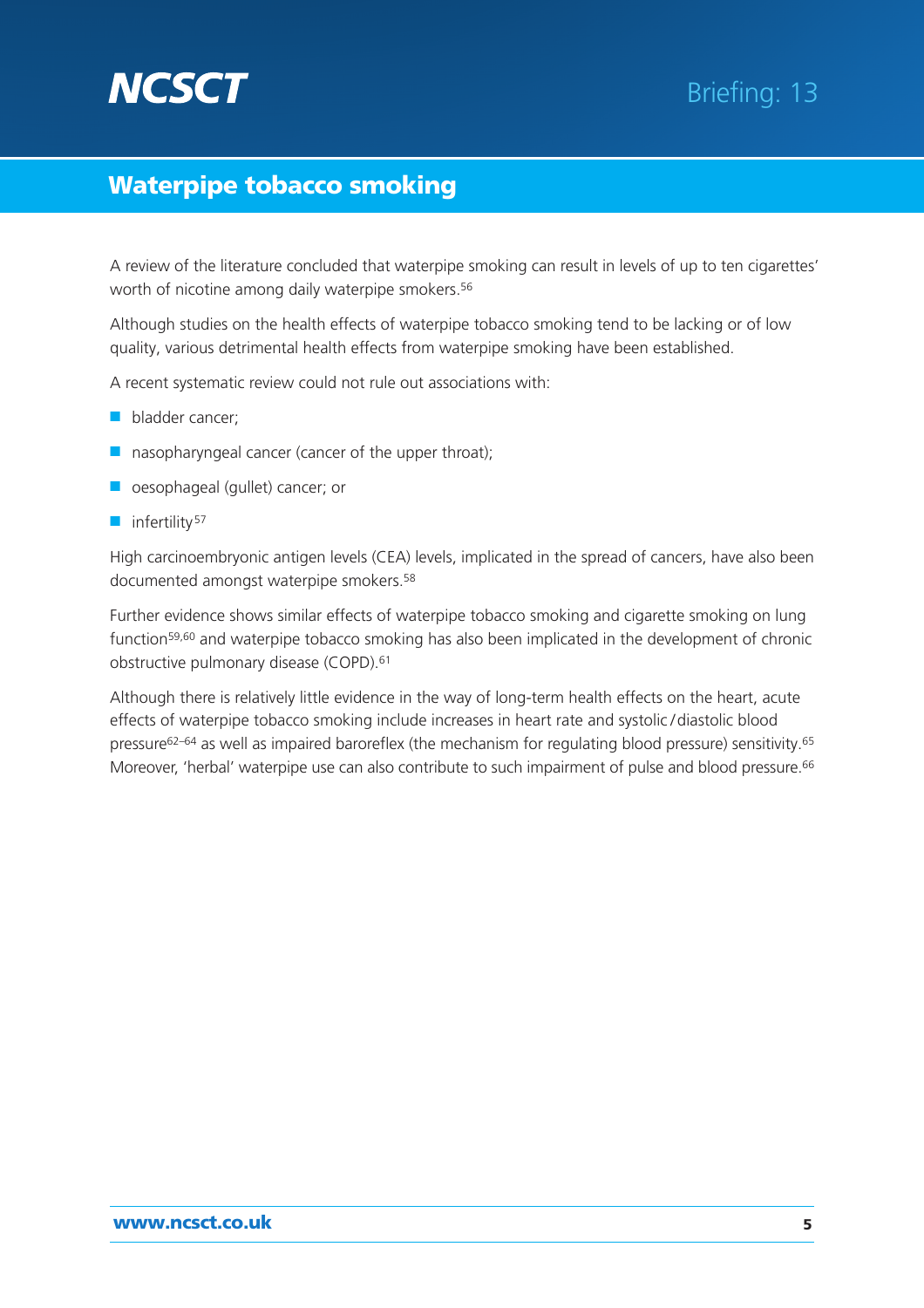A review of the literature concluded that waterpipe smoking can result in levels of up to ten cigarettes' worth of nicotine among daily waterpipe smokers.[56]

Although studies on the health effects of waterpipe tobacco smoking tend to be lacking or of low quality, various detrimental health effects from waterpipe smoking have been established.

A recent systematic review could not rule out associations with:

- bladder cancer;
- nasopharyngeal cancer (cancer of the upper throat);
- oesophageal (gullet) cancer; or
- infertility[57]

High carcinoembryonic antigen levels (CEA) levels, implicated in the spread of cancers, have also been documented amongst waterpipe smokers.[58]

Further evidence shows similar effects of waterpipe tobacco smoking and cigarette smoking on lung function[59,60] and waterpipe tobacco smoking has also been implicated in the development of chronic obstructive pulmonary disease (COPD).[61]

Although there is relatively little evidence in the way of long-term health effects on the heart, acute effects of waterpipe tobacco smoking include increases in heart rate and systolic / diastolic blood pressure[62–64] as well as impaired baroreflex (the mechanism for regulating blood pressure) sensitivity.[65] Moreover, 'herbal' waterpipe use can also contribute to such impairment of pulse and blood pressure.[66]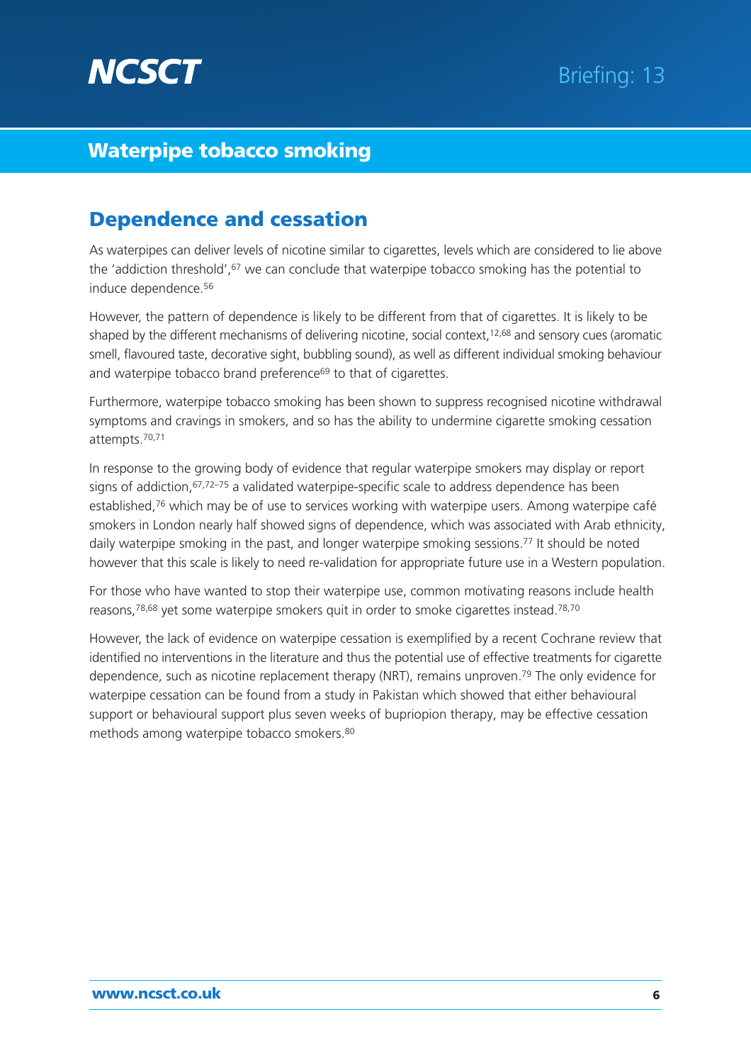## Dependence and cessation

As waterpipes can deliver levels of nicotine similar to cigarettes, levels which are considered to lie above the 'addiction threshold',[67] we can conclude that waterpipe tobacco smoking has the potential to induce dependence.[56]

However, the pattern of dependence is likely to be different from that of cigarettes. It is likely to be shaped by the different mechanisms of delivering nicotine, social context,[12,68] and sensory cues (aromatic smell, flavoured taste, decorative sight, bubbling sound), as well as different individual smoking behaviour and waterpipe tobacco brand preference[69] to that of cigarettes.

Furthermore, waterpipe tobacco smoking has been shown to suppress recognised nicotine withdrawal symptoms and cravings in smokers, and so has the ability to undermine cigarette smoking cessation attempts.[70,71]

In response to the growing body of evidence that regular waterpipe smokers may display or report signs of addiction,[67,72–75] a validated waterpipe-specific scale to address dependence has been established,[76] which may be of use to services working with waterpipe users. Among waterpipe café smokers in London nearly half showed signs of dependence, which was associated with Arab ethnicity, daily waterpipe smoking in the past, and longer waterpipe smoking sessions.[77] It should be noted however that this scale is likely to need re-validation for appropriate future use in a Western population.

For those who have wanted to stop their waterpipe use, common motivating reasons include health reasons,[78,68] yet some waterpipe smokers quit in order to smoke cigarettes instead.[78,70]

However, the lack of evidence on waterpipe cessation is exemplified by a recent Cochrane review that identified no interventions in the literature and thus the potential use of effective treatments for cigarette dependence, such as nicotine replacement therapy (NRT), remains unproven.[79] The only evidence for waterpipe cessation can be found from a study in Pakistan which showed that either behavioural support or behavioural support plus seven weeks of bupriopion therapy, may be effective cessation methods among waterpipe tobacco smokers.[80]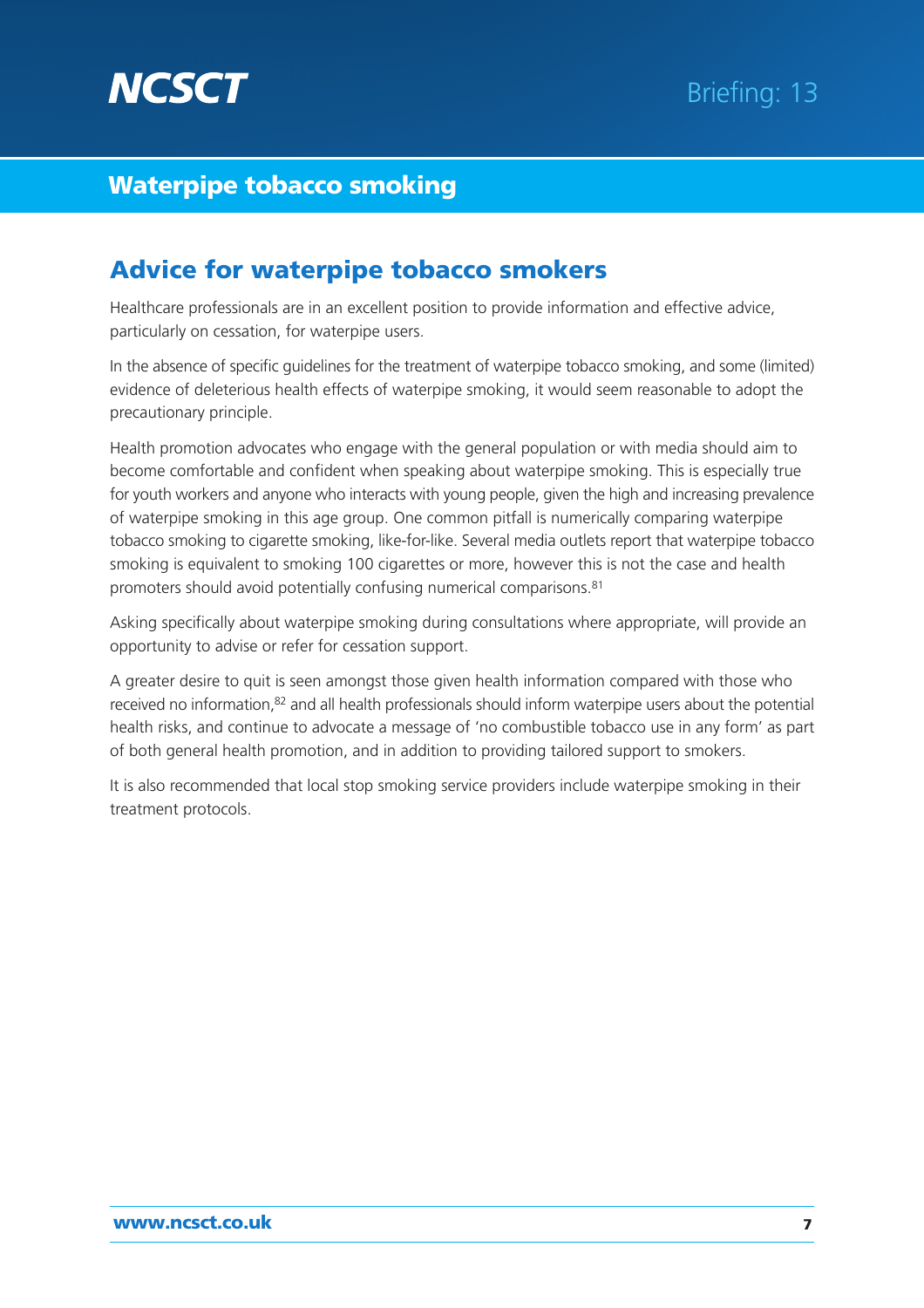## Advice for waterpipe tobacco smokers

Healthcare professionals are in an excellent position to provide information and effective advice, particularly on cessation, for waterpipe users.

In the absence of specific guidelines for the treatment of waterpipe tobacco smoking, and some (limited) evidence of deleterious health effects of waterpipe smoking, it would seem reasonable to adopt the precautionary principle.

Health promotion advocates who engage with the general population or with media should aim to become comfortable and confident when speaking about waterpipe smoking. This is especially true for youth workers and anyone who interacts with young people, given the high and increasing prevalence of waterpipe smoking in this age group. One common pitfall is numerically comparing waterpipe tobacco smoking to cigarette smoking, like-for-like. Several media outlets report that waterpipe tobacco smoking is equivalent to smoking 100 cigarettes or more, however this is not the case and health promoters should avoid potentially confusing numerical comparisons.[81]

Asking specifically about waterpipe smoking during consultations where appropriate, will provide an opportunity to advise or refer for cessation support.

A greater desire to quit is seen amongst those given health information compared with those who received no information,[82] and all health professionals should inform waterpipe users about the potential health risks, and continue to advocate a message of 'no combustible tobacco use in any form' as part of both general health promotion, and in addition to providing tailored support to smokers.

It is also recommended that local stop smoking service providers include waterpipe smoking in their treatment protocols.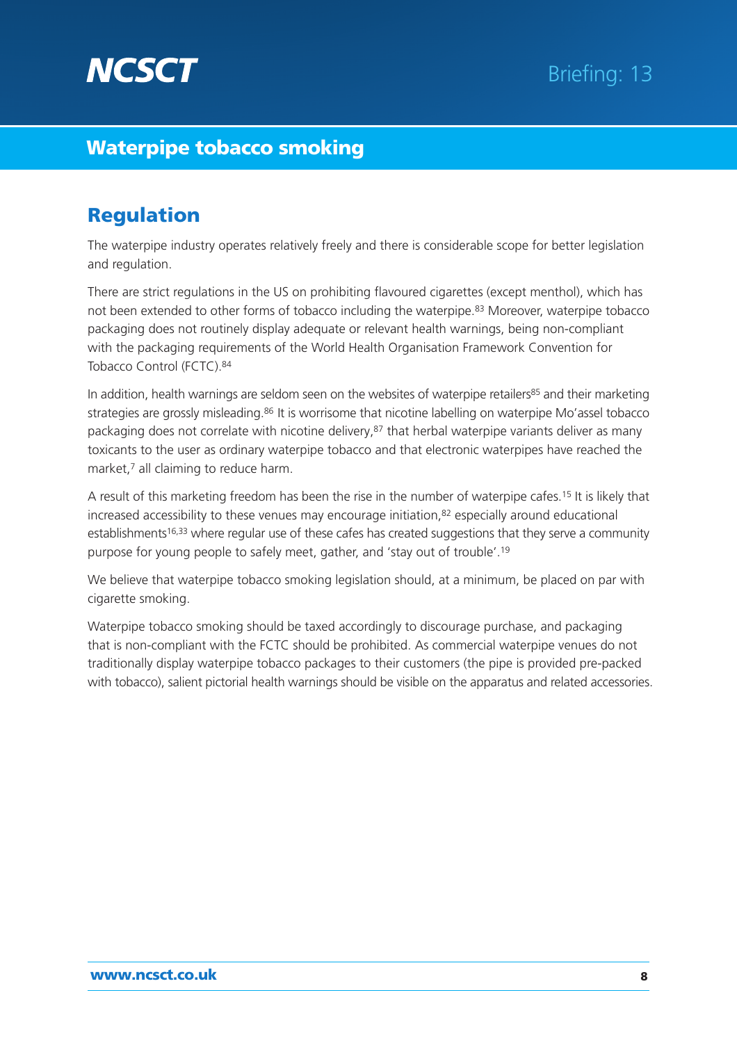## Regulation

The waterpipe industry operates relatively freely and there is considerable scope for better legislation and regulation.

There are strict regulations in the US on prohibiting flavoured cigarettes (except menthol), which has not been extended to other forms of tobacco including the waterpipe.[83] Moreover, waterpipe tobacco packaging does not routinely display adequate or relevant health warnings, being non-compliant with the packaging requirements of the World Health Organisation Framework Convention for Tobacco Control (FCTC).[84]

In addition, health warnings are seldom seen on the websites of waterpipe retailers[85] and their marketing strategies are grossly misleading.[86] It is worrisome that nicotine labelling on waterpipe Mo'assel tobacco packaging does not correlate with nicotine delivery,[87] that herbal waterpipe variants deliver as many toxicants to the user as ordinary waterpipe tobacco and that electronic waterpipes have reached the market,[7] all claiming to reduce harm.

A result of this marketing freedom has been the rise in the number of waterpipe cafes.[15] It is likely that increased accessibility to these venues may encourage initiation,[82] especially around educational establishments[16,33] where regular use of these cafes has created suggestions that they serve a community purpose for young people to safely meet, gather, and 'stay out of trouble'.[19]

We believe that waterpipe tobacco smoking legislation should, at a minimum, be placed on par with cigarette smoking.

Waterpipe tobacco smoking should be taxed accordingly to discourage purchase, and packaging that is non-compliant with the FCTC should be prohibited. As commercial waterpipe venues do not traditionally display waterpipe tobacco packages to their customers (the pipe is provided pre-packed with tobacco), salient pictorial health warnings should be visible on the apparatus and related accessories.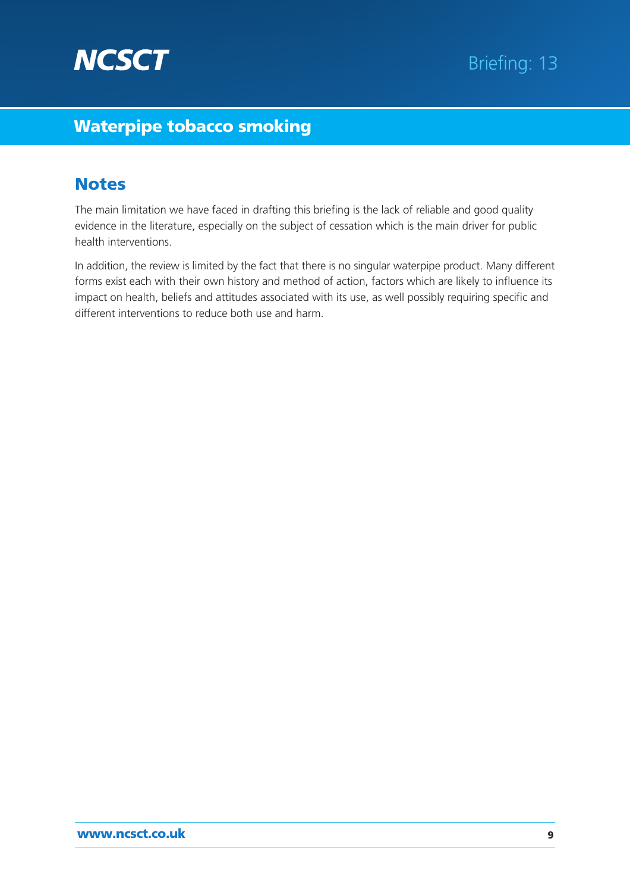## Notes

The main limitation we have faced in drafting this briefing is the lack of reliable and good quality evidence in the literature, especially on the subject of cessation which is the main driver for public health interventions.

In addition, the review is limited by the fact that there is no singular waterpipe product. Many different forms exist each with their own history and method of action, factors which are likely to influence its impact on health, beliefs and attitudes associated with its use, as well possibly requiring specific and different interventions to reduce both use and harm.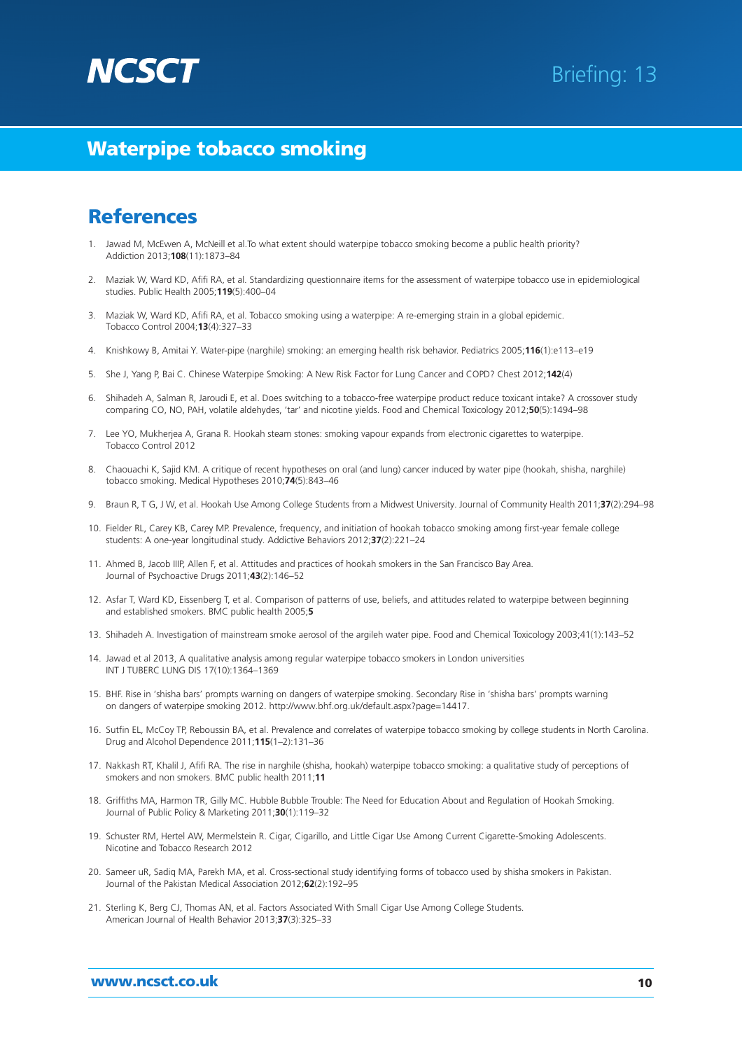# Waterpipe tobacco smoking

## References

1. Jawad M, McEwen A, McNeill et al.To what extent should waterpipe tobacco smoking become a public health priority? Addiction 2013;**108**(11):1873–84
2. Maziak W, Ward KD, Afifi RA, et al. Standardizing questionnaire items for the assessment of waterpipe tobacco use in epidemiological studies. Public Health 2005;**119**(5):400–04
3. Maziak W, Ward KD, Afifi RA, et al. Tobacco smoking using a waterpipe: A re-emerging strain in a global epidemic. Tobacco Control 2004;**13**(4):327–33
4. Knishkowy B, Amitai Y. Water-pipe (narghile) smoking: an emerging health risk behavior. Pediatrics 2005;**116**(1):e113–e19
5. She J, Yang P, Bai C. Chinese Waterpipe Smoking: A New Risk Factor for Lung Cancer and COPD? Chest 2012;**142**(4)
6. Shihadeh A, Salman R, Jaroudi E, et al. Does switching to a tobacco-free waterpipe product reduce toxicant intake? A crossover study comparing CO, NO, PAH, volatile aldehydes, 'tar' and nicotine yields. Food and Chemical Toxicology 2012;**50**(5):1494–98
7. Lee YO, Mukherjea A, Grana R. Hookah steam stones: smoking vapour expands from electronic cigarettes to waterpipe. Tobacco Control 2012
8. Chaouachi K, Sajid KM. A critique of recent hypotheses on oral (and lung) cancer induced by water pipe (hookah, shisha, narghile) tobacco smoking. Medical Hypotheses 2010;**74**(5):843–46
9. Braun R, T G, J W, et al. Hookah Use Among College Students from a Midwest University. Journal of Community Health 2011;**37**(2):294–98
10. Fielder RL, Carey KB, Carey MP. Prevalence, frequency, and initiation of hookah tobacco smoking among first-year female college students: A one-year longitudinal study. Addictive Behaviors 2012;**37**(2):221–24
11. Ahmed B, Jacob IIIP, Allen F, et al. Attitudes and practices of hookah smokers in the San Francisco Bay Area. Journal of Psychoactive Drugs 2011;**43**(2):146–52
12. Asfar T, Ward KD, Eissenberg T, et al. Comparison of patterns of use, beliefs, and attitudes related to waterpipe between beginning and established smokers. BMC public health 2005;**5**
13. Shihadeh A. Investigation of mainstream smoke aerosol of the argileh water pipe. Food and Chemical Toxicology 2003;41(1):143–52
14. Jawad et al 2013, A qualitative analysis among regular waterpipe tobacco smokers in London universities INT J TUBERC LUNG DIS 17(10):1364–1369
15. BHF. Rise in 'shisha bars' prompts warning on dangers of waterpipe smoking. Secondary Rise in 'shisha bars' prompts warning on dangers of waterpipe smoking 2012. http://www.bhf.org.uk/default.aspx?page=14417.
16. Sutfin EL, McCoy TP, Reboussin BA, et al. Prevalence and correlates of waterpipe tobacco smoking by college students in North Carolina. Drug and Alcohol Dependence 2011;**115**(1–2):131–36
17. Nakkash RT, Khalil J, Afifi RA. The rise in narghile (shisha, hookah) waterpipe tobacco smoking: a qualitative study of perceptions of smokers and non smokers. BMC public health 2011;**11**
18. Griffiths MA, Harmon TR, Gilly MC. Hubble Bubble Trouble: The Need for Education About and Regulation of Hookah Smoking. Journal of Public Policy & Marketing 2011;**30**(1):119–32
19. Schuster RM, Hertel AW, Mermelstein R. Cigar, Cigarillo, and Little Cigar Use Among Current Cigarette-Smoking Adolescents. Nicotine and Tobacco Research 2012
20. Sameer uR, Sadiq MA, Parekh MA, et al. Cross-sectional study identifying forms of tobacco used by shisha smokers in Pakistan. Journal of the Pakistan Medical Association 2012;**62**(2):192–95
21. Sterling K, Berg CJ, Thomas AN, et al. Factors Associated With Small Cigar Use Among College Students. American Journal of Health Behavior 2013;**37**(3):325–33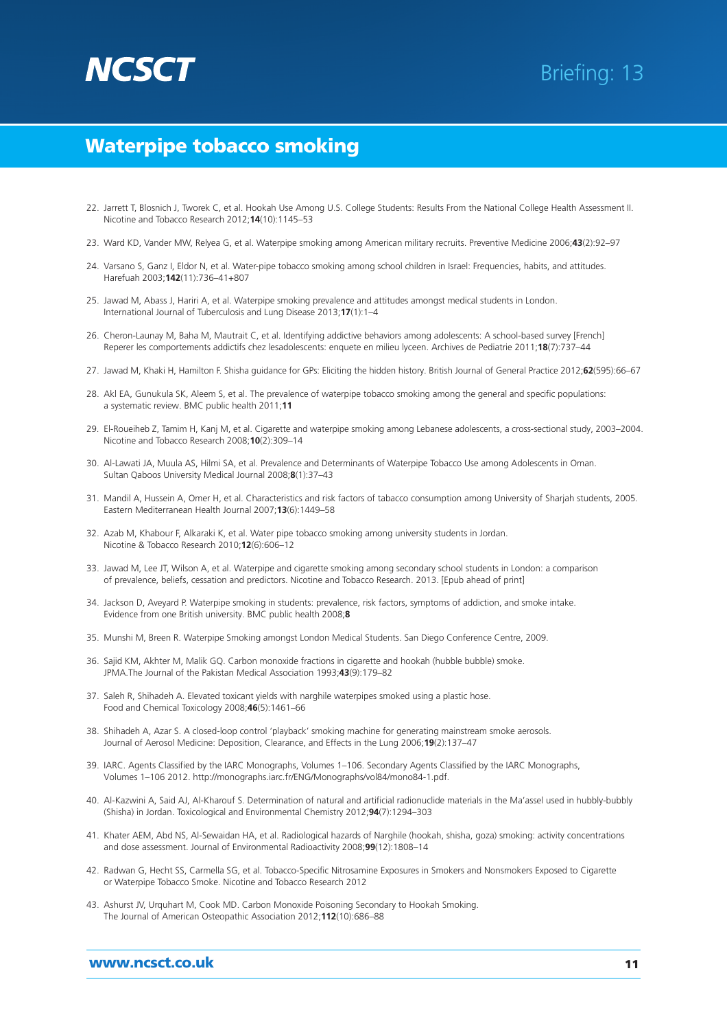22. Jarrett T, Blosnich J, Tworek C, et al. Hookah Use Among U.S. College Students: Results From the National College Health Assessment II. Nicotine and Tobacco Research 2012;**14**(10):1145–53
23. Ward KD, Vander MW, Relyea G, et al. Waterpipe smoking among American military recruits. Preventive Medicine 2006;**43**(2):92–97
24. Varsano S, Ganz I, Eldor N, et al. Water-pipe tobacco smoking among school children in Israel: Frequencies, habits, and attitudes. Harefuah 2003;**142**(11):736–41+807
25. Jawad M, Abass J, Hariri A, et al. Waterpipe smoking prevalence and attitudes amongst medical students in London. International Journal of Tuberculosis and Lung Disease 2013;**17**(1):1–4
26. Cheron-Launay M, Baha M, Mautrait C, et al. Identifying addictive behaviors among adolescents: A school-based survey [French] Reperer les comportements addictifs chez lesadolescents: enquete en milieu lyceen. Archives de Pediatrie 2011;**18**(7):737–44
27. Jawad M, Khaki H, Hamilton F. Shisha guidance for GPs: Eliciting the hidden history. British Journal of General Practice 2012;**62**(595):66–67
28. Akl EA, Gunukula SK, Aleem S, et al. The prevalence of waterpipe tobacco smoking among the general and specific populations: a systematic review. BMC public health 2011;**11**
29. El-Roueiheb Z, Tamim H, Kanj M, et al. Cigarette and waterpipe smoking among Lebanese adolescents, a cross-sectional study, 2003–2004. Nicotine and Tobacco Research 2008;**10**(2):309–14
30. Al-Lawati JA, Muula AS, Hilmi SA, et al. Prevalence and Determinants of Waterpipe Tobacco Use among Adolescents in Oman. Sultan Qaboos University Medical Journal 2008;**8**(1):37–43
31. Mandil A, Hussein A, Omer H, et al. Characteristics and risk factors of tobacco consumption among University of Sharjah students, 2005. Eastern Mediterranean Health Journal 2007;**13**(6):1449–58
32. Azab M, Khabour F, Alkaraki K, et al. Water pipe tobacco smoking among university students in Jordan. Nicotine & Tobacco Research 2010;**12**(6):606–12
33. Jawad M, Lee JT, Wilson A, et al. Waterpipe and cigarette smoking among secondary school students in London: a comparison of prevalence, beliefs, cessation and predictors. Nicotine and Tobacco Research. 2013. [Epub ahead of print]
34. Jackson D, Aveyard P. Waterpipe smoking in students: prevalence, risk factors, symptoms of addiction, and smoke intake. Evidence from one British university. BMC public health 2008;**8**
35. Munshi M, Breen R. Waterpipe Smoking amongst London Medical Students. San Diego Conference Centre, 2009.
36. Sajid KM, Akhter M, Malik GQ. Carbon monoxide fractions in cigarette and hookah (hubble bubble) smoke. JPMA.The Journal of the Pakistan Medical Association 1993;**43**(9):179–82
37. Saleh R, Shihadeh A. Elevated toxicant yields with narghile waterpipes smoked using a plastic hose. Food and Chemical Toxicology 2008;**46**(5):1461–66
38. Shihadeh A, Azar S. A closed-loop control 'playback' smoking machine for generating mainstream smoke aerosols. Journal of Aerosol Medicine: Deposition, Clearance, and Effects in the Lung 2006;**19**(2):137–47
39. IARC. Agents Classified by the IARC Monographs, Volumes 1–106. Secondary Agents Classified by the IARC Monographs, Volumes 1–106 2012. http://monographs.iarc.fr/ENG/Monographs/vol84/mono84-1.pdf.
40. Al-Kazwini A, Said AJ, Al-Kharouf S. Determination of natural and artificial radionuclide materials in the Ma'assel used in hubbly-bubbly (Shisha) in Jordan. Toxicological and Environmental Chemistry 2012;**94**(7):1294–303
41. Khater AEM, Abd NS, Al-Sewaidan HA, et al. Radiological hazards of Narghile (hookah, shisha, goza) smoking: activity concentrations and dose assessment. Journal of Environmental Radioactivity 2008;**99**(12):1808–14
42. Radwan G, Hecht SS, Carmella SG, et al. Tobacco-Specific Nitrosamine Exposures in Smokers and Nonsmokers Exposed to Cigarette or Waterpipe Tobacco Smoke. Nicotine and Tobacco Research 2012
43. Ashurst JV, Urquhart M, Cook MD. Carbon Monoxide Poisoning Secondary to Hookah Smoking. The Journal of American Osteopathic Association 2012;**112**(10):686–88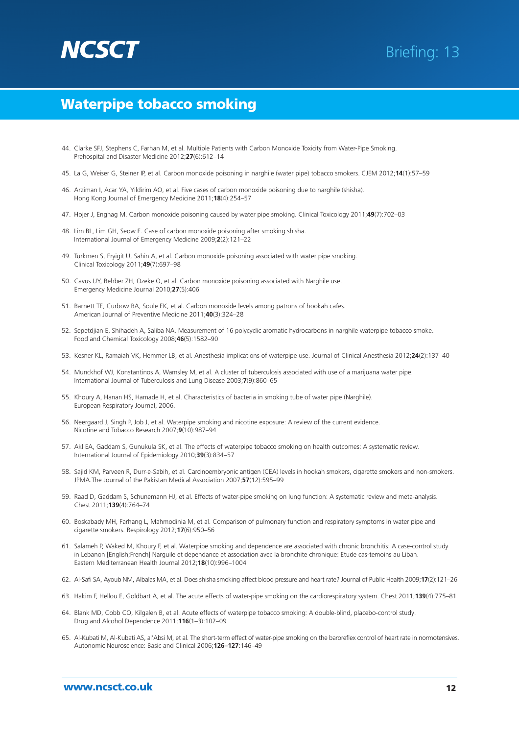44. Clarke SFJ, Stephens C, Farhan M, et al. Multiple Patients with Carbon Monoxide Toxicity from Water-Pipe Smoking. Prehospital and Disaster Medicine 2012;**27**(6):612–14

45. La G, Weiser G, Steiner IP, et al. Carbon monoxide poisoning in narghile (water pipe) tobacco smokers. CJEM 2012;**14**(1):57–59

46. Arziman I, Acar YA, Yildirim AO, et al. Five cases of carbon monoxide poisoning due to narghile (shisha). Hong Kong Journal of Emergency Medicine 2011;**18**(4):254–57

47. Hojer J, Enghag M. Carbon monoxide poisoning caused by water pipe smoking. Clinical Toxicology 2011;**49**(7):702–03

48. Lim BL, Lim GH, Seow E. Case of carbon monoxide poisoning after smoking shisha. International Journal of Emergency Medicine 2009;**2**(2):121–22

49. Turkmen S, Eryigit U, Sahin A, et al. Carbon monoxide poisoning associated with water pipe smoking. Clinical Toxicology 2011;**49**(7):697–98

50. Cavus UY, Rehber ZH, Ozeke O, et al. Carbon monoxide poisoning associated with Narghile use. Emergency Medicine Journal 2010;**27**(5):406

51. Barnett TE, Curbow BA, Soule EK, et al. Carbon monoxide levels among patrons of hookah cafes. American Journal of Preventive Medicine 2011;**40**(3):324–28

52. Sepetdjian E, Shihadeh A, Saliba NA. Measurement of 16 polycyclic aromatic hydrocarbons in narghile waterpipe tobacco smoke. Food and Chemical Toxicology 2008;**46**(5):1582–90

53. Kesner KL, Ramaiah VK, Hemmer LB, et al. Anesthesia implications of waterpipe use. Journal of Clinical Anesthesia 2012;**24**(2):137–40

54. Munckhof WJ, Konstantinos A, Wamsley M, et al. A cluster of tuberculosis associated with use of a marijuana water pipe. International Journal of Tuberculosis and Lung Disease 2003;**7**(9):860–65

55. Khoury A, Hanan HS, Hamade H, et al. Characteristics of bacteria in smoking tube of water pipe (Narghile). European Respiratory Journal, 2006.

56. Neergaard J, Singh P, Job J, et al. Waterpipe smoking and nicotine exposure: A review of the current evidence. Nicotine and Tobacco Research 2007;**9**(10):987–94

57. Akl EA, Gaddam S, Gunukula SK, et al. The effects of waterpipe tobacco smoking on health outcomes: A systematic review. International Journal of Epidemiology 2010;**39**(3):834–57

58. Sajid KM, Parveen R, Durr-e-Sabih, et al. Carcinoembryonic antigen (CEA) levels in hookah smokers, cigarette smokers and non-smokers. JPMA.The Journal of the Pakistan Medical Association 2007;**57**(12):595–99

59. Raad D, Gaddam S, Schunemann HJ, et al. Effects of water-pipe smoking on lung function: A systematic review and meta-analysis. Chest 2011;**139**(4):764–74

60. Boskabady MH, Farhang L, Mahmodinia M, et al. Comparison of pulmonary function and respiratory symptoms in water pipe and cigarette smokers. Respirology 2012;**17**(6):950–56

61. Salameh P, Waked M, Khoury F, et al. Waterpipe smoking and dependence are associated with chronic bronchitis: A case-control study in Lebanon [English;French] Narguile et dependance et association avec la bronchite chronique: Etude cas-temoins au Liban. Eastern Mediterranean Health Journal 2012;**18**(10):996–1004

62. Al-Safi SA, Ayoub NM, Albalas MA, et al. Does shisha smoking affect blood pressure and heart rate? Journal of Public Health 2009;**17**(2):121–26

63. Hakim F, Hellou E, Goldbart A, et al. The acute effects of water-pipe smoking on the cardiorespiratory system. Chest 2011;**139**(4):775–81

64. Blank MD, Cobb CO, Kilgalen B, et al. Acute effects of waterpipe tobacco smoking: A double-blind, placebo-control study. Drug and Alcohol Dependence 2011;**116**(1–3):102–09

65. Al-Kubati M, Al-Kubati AS, al'Absi M, et al. The short-term effect of water-pipe smoking on the baroreflex control of heart rate in normotensives. Autonomic Neuroscience: Basic and Clinical 2006;**126–127**:146–49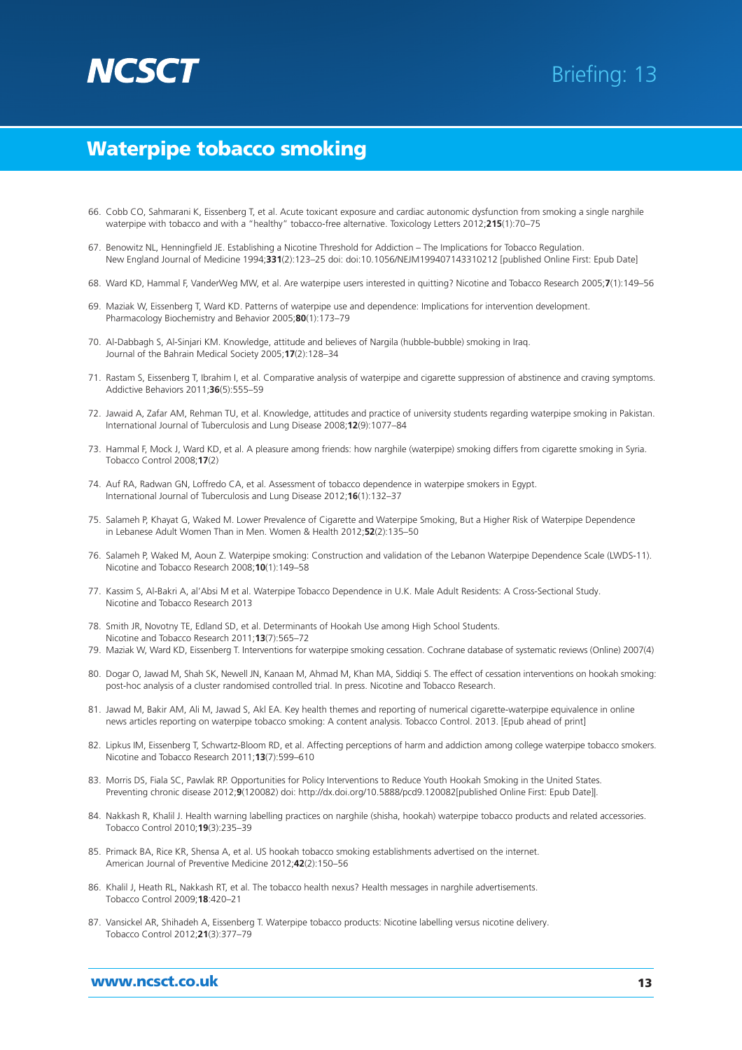66. Cobb CO, Sahmarani K, Eissenberg T, et al. Acute toxicant exposure and cardiac autonomic dysfunction from smoking a single narghile waterpipe with tobacco and with a "healthy" tobacco-free alternative. Toxicology Letters 2012;**215**(1):70–75

67. Benowitz NL, Henningfield JE. Establishing a Nicotine Threshold for Addiction – The Implications for Tobacco Regulation. New England Journal of Medicine 1994;**331**(2):123–25 doi: doi:10.1056/NEJM199407143310212 [published Online First: Epub Date]

68. Ward KD, Hammal F, VanderWeg MW, et al. Are waterpipe users interested in quitting? Nicotine and Tobacco Research 2005;**7**(1):149–56

69. Maziak W, Eissenberg T, Ward KD. Patterns of waterpipe use and dependence: Implications for intervention development. Pharmacology Biochemistry and Behavior 2005;**80**(1):173–79

70. Al-Dabbagh S, Al-Sinjari KM. Knowledge, attitude and believes of Nargila (hubble-bubble) smoking in Iraq. Journal of the Bahrain Medical Society 2005;**17**(2):128–34

71. Rastam S, Eissenberg T, Ibrahim I, et al. Comparative analysis of waterpipe and cigarette suppression of abstinence and craving symptoms. Addictive Behaviors 2011;**36**(5):555–59

72. Jawaid A, Zafar AM, Rehman TU, et al. Knowledge, attitudes and practice of university students regarding waterpipe smoking in Pakistan. International Journal of Tuberculosis and Lung Disease 2008;**12**(9):1077–84

73. Hammal F, Mock J, Ward KD, et al. A pleasure among friends: how narghile (waterpipe) smoking differs from cigarette smoking in Syria. Tobacco Control 2008;**17**(2)

74. Auf RA, Radwan GN, Loffredo CA, et al. Assessment of tobacco dependence in waterpipe smokers in Egypt. International Journal of Tuberculosis and Lung Disease 2012;**16**(1):132–37

75. Salameh P, Khayat G, Waked M. Lower Prevalence of Cigarette and Waterpipe Smoking, But a Higher Risk of Waterpipe Dependence in Lebanese Adult Women Than in Men. Women & Health 2012;**52**(2):135–50

76. Salameh P, Waked M, Aoun Z. Waterpipe smoking: Construction and validation of the Lebanon Waterpipe Dependence Scale (LWDS-11). Nicotine and Tobacco Research 2008;**10**(1):149–58

77. Kassim S, Al-Bakri A, al'Absi M et al. Waterpipe Tobacco Dependence in U.K. Male Adult Residents: A Cross-Sectional Study. Nicotine and Tobacco Research 2013

78. Smith JR, Novotny TE, Edland SD, et al. Determinants of Hookah Use among High School Students. Nicotine and Tobacco Research 2011;**13**(7):565–72

79. Maziak W, Ward KD, Eissenberg T. Interventions for waterpipe smoking cessation. Cochrane database of systematic reviews (Online) 2007(4)

80. Dogar O, Jawad M, Shah SK, Newell JN, Kanaan M, Ahmad M, Khan MA, Siddiqi S. The effect of cessation interventions on hookah smoking: post-hoc analysis of a cluster randomised controlled trial. In press. Nicotine and Tobacco Research.

81. Jawad M, Bakir AM, Ali M, Jawad S, Akl EA. Key health themes and reporting of numerical cigarette-waterpipe equivalence in online news articles reporting on waterpipe tobacco smoking: A content analysis. Tobacco Control. 2013. [Epub ahead of print]

82. Lipkus IM, Eissenberg T, Schwartz-Bloom RD, et al. Affecting perceptions of harm and addiction among college waterpipe tobacco smokers. Nicotine and Tobacco Research 2011;**13**(7):599–610

83. Morris DS, Fiala SC, Pawlak RP. Opportunities for Policy Interventions to Reduce Youth Hookah Smoking in the United States. Preventing chronic disease 2012;**9**(120082) doi: http://dx.doi.org/10.5888/pcd9.120082[published Online First: Epub Date]|.

84. Nakkash R, Khalil J. Health warning labelling practices on narghile (shisha, hookah) waterpipe tobacco products and related accessories. Tobacco Control 2010;**19**(3):235–39

85. Primack BA, Rice KR, Shensa A, et al. US hookah tobacco smoking establishments advertised on the internet. American Journal of Preventive Medicine 2012;**42**(2):150–56

86. Khalil J, Heath RL, Nakkash RT, et al. The tobacco health nexus? Health messages in narghile advertisements. Tobacco Control 2009;**18**:420–21

87. Vansickel AR, Shihadeh A, Eissenberg T. Waterpipe tobacco products: Nicotine labelling versus nicotine delivery. Tobacco Control 2012;**21**(3):377–79